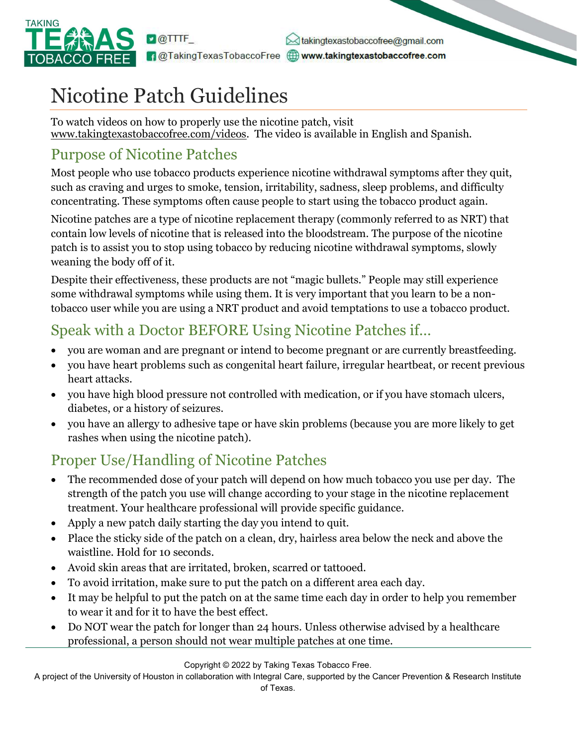TAKING TEXAS TOBACCO FREE

@TTTF_
@TakingTexasTobaccoFree
takingtexastobaccofree@gmail.com
www.takingtexastobaccofree.com

# Nicotine Patch Guidelines

To watch videos on how to properly use the nicotine patch, visit www.takingtexastobaccofree.com/videos. The video is available in English and Spanish.

## Purpose of Nicotine Patches

Most people who use tobacco products experience nicotine withdrawal symptoms after they quit, such as craving and urges to smoke, tension, irritability, sadness, sleep problems, and difficulty concentrating. These symptoms often cause people to start using the tobacco product again.

Nicotine patches are a type of nicotine replacement therapy (commonly referred to as NRT) that contain low levels of nicotine that is released into the bloodstream. The purpose of the nicotine patch is to assist you to stop using tobacco by reducing nicotine withdrawal symptoms, slowly weaning the body off of it.

Despite their effectiveness, these products are not "magic bullets." People may still experience some withdrawal symptoms while using them. It is very important that you learn to be a non-tobacco user while you are using a NRT product and avoid temptations to use a tobacco product.

## Speak with a Doctor BEFORE Using Nicotine Patches if…

- you are woman and are pregnant or intend to become pregnant or are currently breastfeeding.
- you have heart problems such as congenital heart failure, irregular heartbeat, or recent previous heart attacks.
- you have high blood pressure not controlled with medication, or if you have stomach ulcers, diabetes, or a history of seizures.
- you have an allergy to adhesive tape or have skin problems (because you are more likely to get rashes when using the nicotine patch).

## Proper Use/Handling of Nicotine Patches

- The recommended dose of your patch will depend on how much tobacco you use per day. The strength of the patch you use will change according to your stage in the nicotine replacement treatment. Your healthcare professional will provide specific guidance.
- Apply a new patch daily starting the day you intend to quit.
- Place the sticky side of the patch on a clean, dry, hairless area below the neck and above the waistline. Hold for 10 seconds.
- Avoid skin areas that are irritated, broken, scarred or tattooed.
- To avoid irritation, make sure to put the patch on a different area each day.
- It may be helpful to put the patch on at the same time each day in order to help you remember to wear it and for it to have the best effect.
- Do NOT wear the patch for longer than 24 hours. Unless otherwise advised by a healthcare professional, a person should not wear multiple patches at one time.

Copyright © 2022 by Taking Texas Tobacco Free.
A project of the University of Houston in collaboration with Integral Care, supported by the Cancer Prevention & Research Institute of Texas.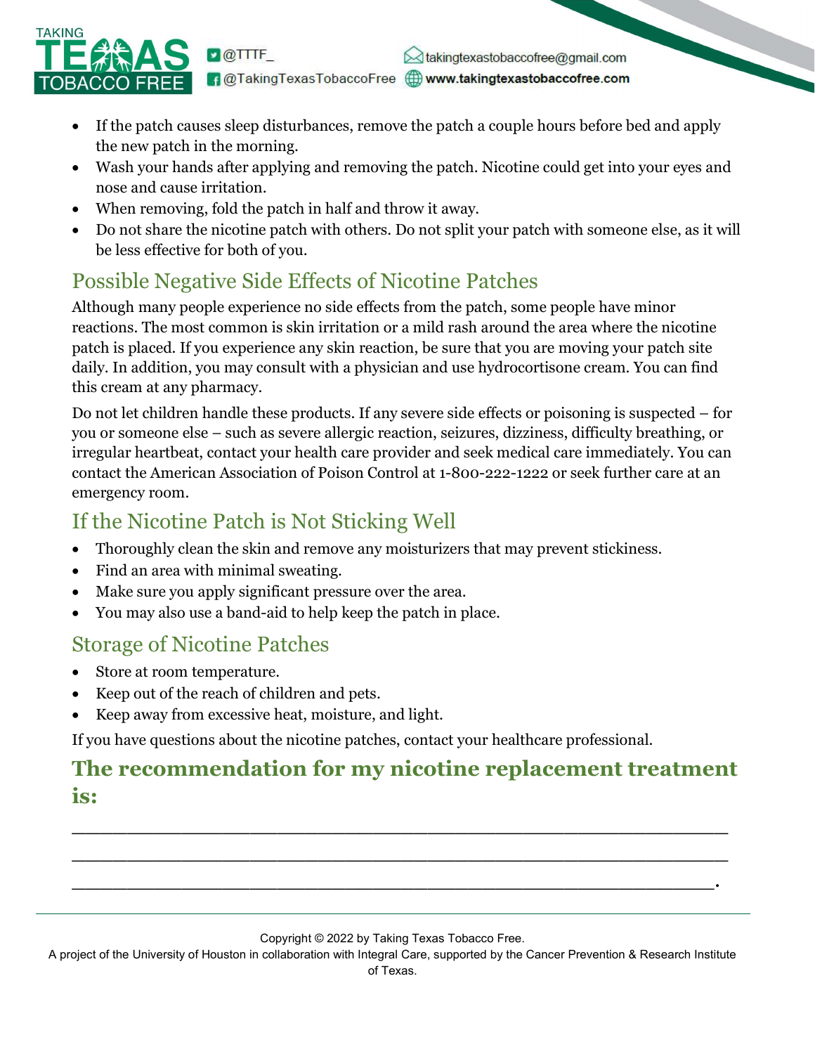- If the patch causes sleep disturbances, remove the patch a couple hours before bed and apply the new patch in the morning.
- Wash your hands after applying and removing the patch. Nicotine could get into your eyes and nose and cause irritation.
- When removing, fold the patch in half and throw it away.
- Do not share the nicotine patch with others. Do not split your patch with someone else, as it will be less effective for both of you.

## Possible Negative Side Effects of Nicotine Patches

Although many people experience no side effects from the patch, some people have minor reactions. The most common is skin irritation or a mild rash around the area where the nicotine patch is placed. If you experience any skin reaction, be sure that you are moving your patch site daily. In addition, you may consult with a physician and use hydrocortisone cream. You can find this cream at any pharmacy.

Do not let children handle these products. If any severe side effects or poisoning is suspected – for you or someone else – such as severe allergic reaction, seizures, dizziness, difficulty breathing, or irregular heartbeat, contact your health care provider and seek medical care immediately. You can contact the American Association of Poison Control at 1-800-222-1222 or seek further care at an emergency room.

## If the Nicotine Patch is Not Sticking Well

- Thoroughly clean the skin and remove any moisturizers that may prevent stickiness.
- Find an area with minimal sweating.
- Make sure you apply significant pressure over the area.
- You may also use a band-aid to help keep the patch in place.

## Storage of Nicotine Patches

- Store at room temperature.
- Keep out of the reach of children and pets.
- Keep away from excessive heat, moisture, and light.

If you have questions about the nicotine patches, contact your healthcare professional.

## **The recommendation for my nicotine replacement treatment is:**

____________________________________________________________

____________________________________________________________

___________________________________________________________.

Copyright © 2022 by Taking Texas Tobacco Free.
A project of the University of Houston in collaboration with Integral Care, supported by the Cancer Prevention & Research Institute of Texas.